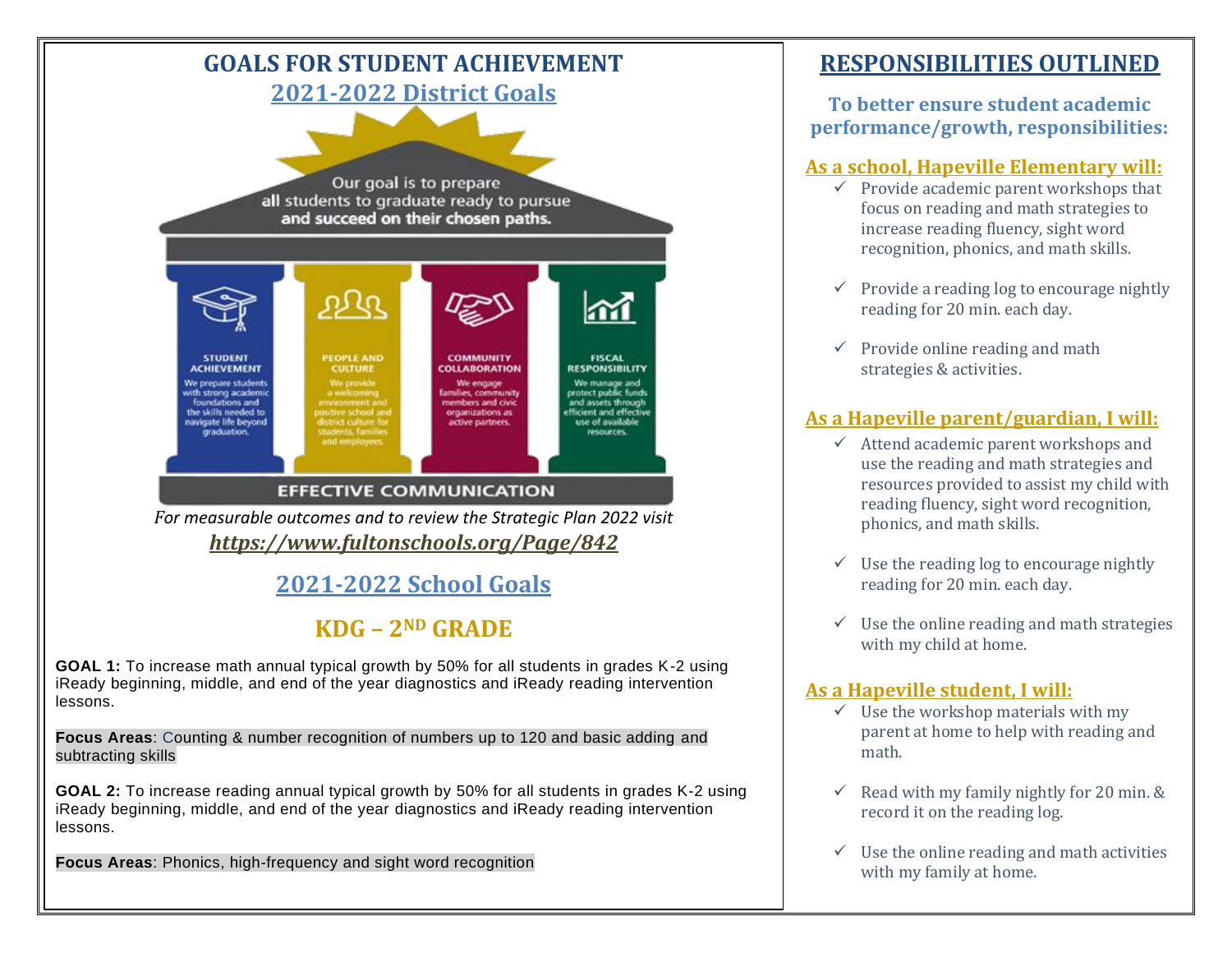# GOALS FOR STUDENT ACHIEVEMENT

## 2021-2022 District Goals

Our goal is to prepare all students to graduate ready to pursue and succeed on their chosen paths.

**STUDENT ACHIEVEMENT**
We prepare students with strong academic foundations and the skills needed to navigate life beyond graduation.

**PEOPLE AND CULTURE**
We provide a welcoming environment and positive school and district culture for students, families and employees.

**COMMUNITY COLLABORATION**
We engage families, community members and civic organizations as active partners.

**FISCAL RESPONSIBILITY**
We manage and protect public funds and assets through efficient and effective use of available resources.

**EFFECTIVE COMMUNICATION**

*For measurable outcomes and to review the Strategic Plan 2022 visit*
***https://www.fultonschools.org/Page/842***

## 2021-2022 School Goals

### KDG – 2ND GRADE

**GOAL 1:** To increase math annual typical growth by 50% for all students in grades K-2 using iReady beginning, middle, and end of the year diagnostics and iReady reading intervention lessons.

**Focus Areas**: Counting & number recognition of numbers up to 120 and basic adding and subtracting skills

**GOAL 2:** To increase reading annual typical growth by 50% for all students in grades K-2 using iReady beginning, middle, and end of the year diagnostics and iReady reading intervention lessons.

**Focus Areas**: Phonics, high-frequency and sight word recognition

# RESPONSIBILITIES OUTLINED

**To better ensure student academic performance/growth, responsibilities:**

### As a school, Hapeville Elementary will:

- ✓ Provide academic parent workshops that focus on reading and math strategies to increase reading fluency, sight word recognition, phonics, and math skills.
- ✓ Provide a reading log to encourage nightly reading for 20 min. each day.
- ✓ Provide online reading and math strategies & activities.

### As a Hapeville parent/guardian, I will:

- ✓ Attend academic parent workshops and use the reading and math strategies and resources provided to assist my child with reading fluency, sight word recognition, phonics, and math skills.
- ✓ Use the reading log to encourage nightly reading for 20 min. each day.
- ✓ Use the online reading and math strategies with my child at home.

### As a Hapeville student, I will:

- ✓ Use the workshop materials with my parent at home to help with reading and math.
- ✓ Read with my family nightly for 20 min. & record it on the reading log.
- ✓ Use the online reading and math activities with my family at home.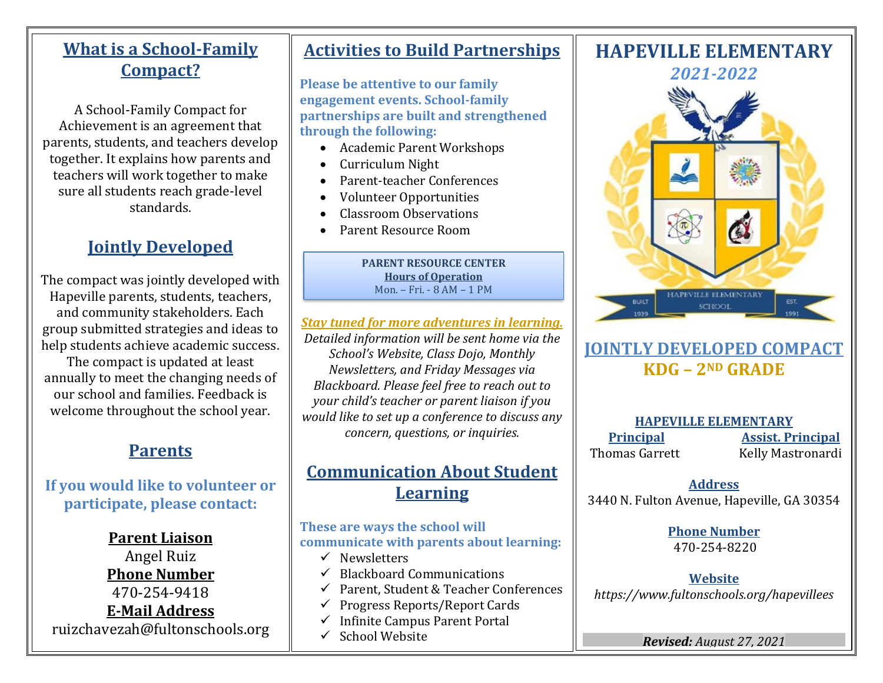## What is a School-Family Compact?

A School-Family Compact for Achievement is an agreement that parents, students, and teachers develop together. It explains how parents and teachers will work together to make sure all students reach grade-level standards.

## Jointly Developed

The compact was jointly developed with Hapeville parents, students, teachers, and community stakeholders. Each group submitted strategies and ideas to help students achieve academic success. The compact is updated at least annually to meet the changing needs of our school and families. Feedback is welcome throughout the school year.

## Parents

**If you would like to volunteer or participate, please contact:**

**Parent Liaison**
Angel Ruiz
**Phone Number**
470-254-9418
**E-Mail Address**
ruizchavezah@fultonschools.org

## Activities to Build Partnerships

**Please be attentive to our family engagement events. School-family partnerships are built and strengthened through the following:**

- Academic Parent Workshops
- Curriculum Night
- Parent-teacher Conferences
- Volunteer Opportunities
- Classroom Observations
- Parent Resource Room

**PARENT RESOURCE CENTER**
**Hours of Operation**
Mon. – Fri. - 8 AM – 1 PM

***Stay tuned for more adventures in learning.***
*Detailed information will be sent home via the School's Website, Class Dojo, Monthly Newsletters, and Friday Messages via Blackboard. Please feel free to reach out to your child's teacher or parent liaison if you would like to set up a conference to discuss any concern, questions, or inquiries.*

## Communication About Student Learning

**These are ways the school will communicate with parents about learning:**

- ✓ Newsletters
- ✓ Blackboard Communications
- ✓ Parent, Student & Teacher Conferences
- ✓ Progress Reports/Report Cards
- ✓ Infinite Campus Parent Portal
- ✓ School Website

# HAPEVILLE ELEMENTARY

*2021-2022*

## JOINTLY DEVELOPED COMPACT
## KDG – 2ND GRADE

**HAPEVILLE ELEMENTARY**

**Principal**
Thomas Garrett

**Assist. Principal**
Kelly Mastronardi

**Address**
3440 N. Fulton Avenue, Hapeville, GA 30354

**Phone Number**
470-254-8220

**Website**
*https://www.fultonschools.org/hapevillees*

***Revised:*** *August 27, 2021*